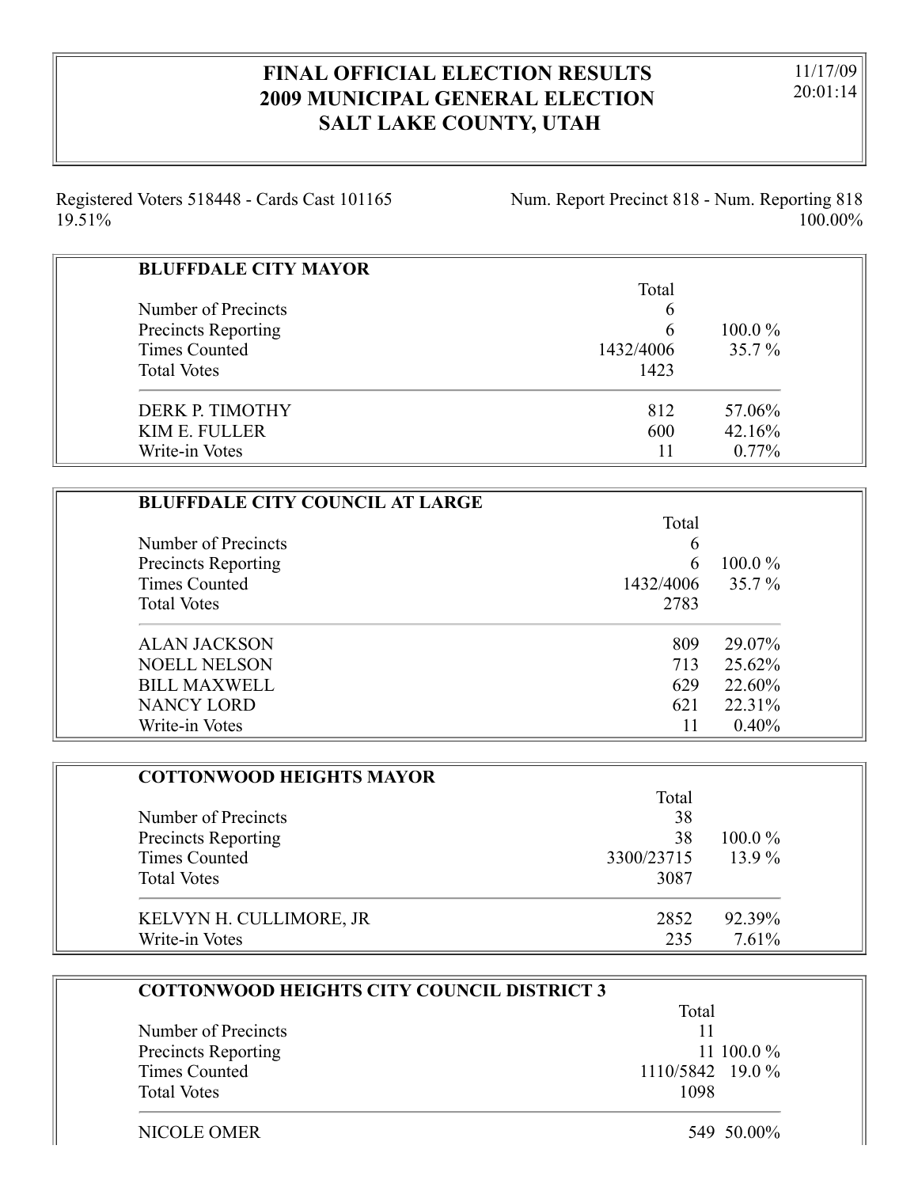# FINAL OFFICIAL ELECTION RESULTS
# 2009 MUNICIPAL GENERAL ELECTION
# SALT LAKE COUNTY, UTAH

11/17/09
20:01:14

Registered Voters 518448 - Cards Cast 101165 19.51%

Num. Report Precinct 818 - Num. Reporting 818 100.00%

## BLUFFDALE CITY MAYOR

| | Total | |
|---|---|---|
| Number of Precincts | 6 | |
| Precincts Reporting | 6 | 100.0 % |
| Times Counted | 1432/4006 | 35.7 % |
| Total Votes | 1423 | |
| DERK P. TIMOTHY | 812 | 57.06% |
| KIM E. FULLER | 600 | 42.16% |
| Write-in Votes | 11 | 0.77% |

## BLUFFDALE CITY COUNCIL AT LARGE

| | Total | |
|---|---|---|
| Number of Precincts | 6 | |
| Precincts Reporting | 6 | 100.0 % |
| Times Counted | 1432/4006 | 35.7 % |
| Total Votes | 2783 | |
| ALAN JACKSON | 809 | 29.07% |
| NOELL NELSON | 713 | 25.62% |
| BILL MAXWELL | 629 | 22.60% |
| NANCY LORD | 621 | 22.31% |
| Write-in Votes | 11 | 0.40% |

## COTTONWOOD HEIGHTS MAYOR

| | Total | |
|---|---|---|
| Number of Precincts | 38 | |
| Precincts Reporting | 38 | 100.0 % |
| Times Counted | 3300/23715 | 13.9 % |
| Total Votes | 3087 | |
| KELVYN H. CULLIMORE, JR | 2852 | 92.39% |
| Write-in Votes | 235 | 7.61% |

## COTTONWOOD HEIGHTS CITY COUNCIL DISTRICT 3

| | Total | |
|---|---|---|
| Number of Precincts | 11 | |
| Precincts Reporting | 11 | 100.0 % |
| Times Counted | 1110/5842 | 19.0 % |
| Total Votes | 1098 | |
| NICOLE OMER | 549 | 50.00% |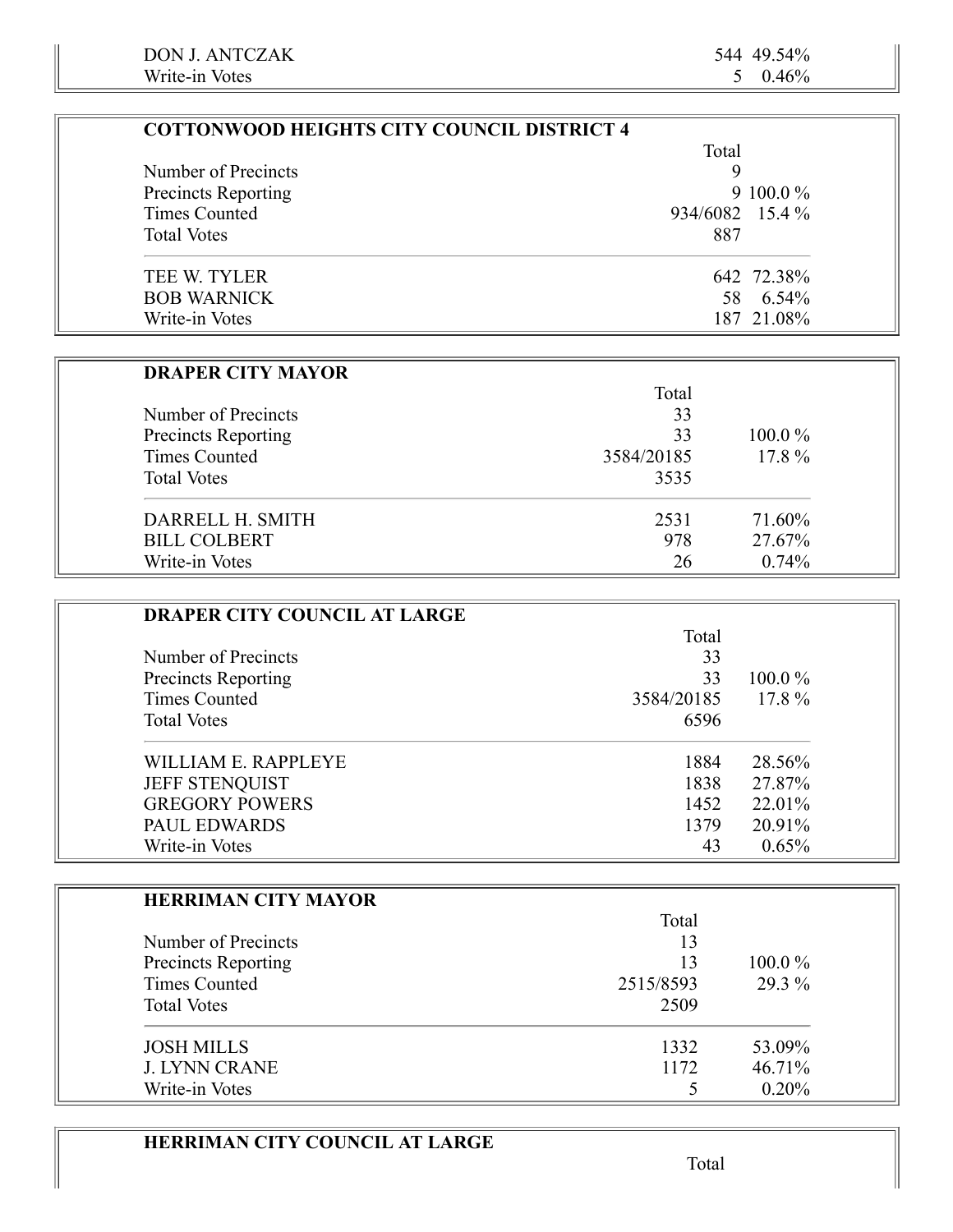| | | |
|---|---|---|
| DON J. ANTCZAK | 544 | 49.54% |
| Write-in Votes | 5 | 0.46% |

**COTTONWOOD HEIGHTS CITY COUNCIL DISTRICT 4**

| | Total | |
|---|---|---|
| Number of Precincts | 9 | |
| Precincts Reporting | 9 | 100.0 % |
| Times Counted | 934/6082 | 15.4 % |
| Total Votes | 887 | |
| TEE W. TYLER | 642 | 72.38% |
| BOB WARNICK | 58 | 6.54% |
| Write-in Votes | 187 | 21.08% |

**DRAPER CITY MAYOR**

| | Total | |
|---|---|---|
| Number of Precincts | 33 | |
| Precincts Reporting | 33 | 100.0 % |
| Times Counted | 3584/20185 | 17.8 % |
| Total Votes | 3535 | |
| DARRELL H. SMITH | 2531 | 71.60% |
| BILL COLBERT | 978 | 27.67% |
| Write-in Votes | 26 | 0.74% |

**DRAPER CITY COUNCIL AT LARGE**

| | Total | |
|---|---|---|
| Number of Precincts | 33 | |
| Precincts Reporting | 33 | 100.0 % |
| Times Counted | 3584/20185 | 17.8 % |
| Total Votes | 6596 | |
| WILLIAM E. RAPPLEYE | 1884 | 28.56% |
| JEFF STENQUIST | 1838 | 27.87% |
| GREGORY POWERS | 1452 | 22.01% |
| PAUL EDWARDS | 1379 | 20.91% |
| Write-in Votes | 43 | 0.65% |

**HERRIMAN CITY MAYOR**

| | Total | |
|---|---|---|
| Number of Precincts | 13 | |
| Precincts Reporting | 13 | 100.0 % |
| Times Counted | 2515/8593 | 29.3 % |
| Total Votes | 2509 | |
| JOSH MILLS | 1332 | 53.09% |
| J. LYNN CRANE | 1172 | 46.71% |
| Write-in Votes | 5 | 0.20% |

**HERRIMAN CITY COUNCIL AT LARGE**

| | Total | |
|---|---|---|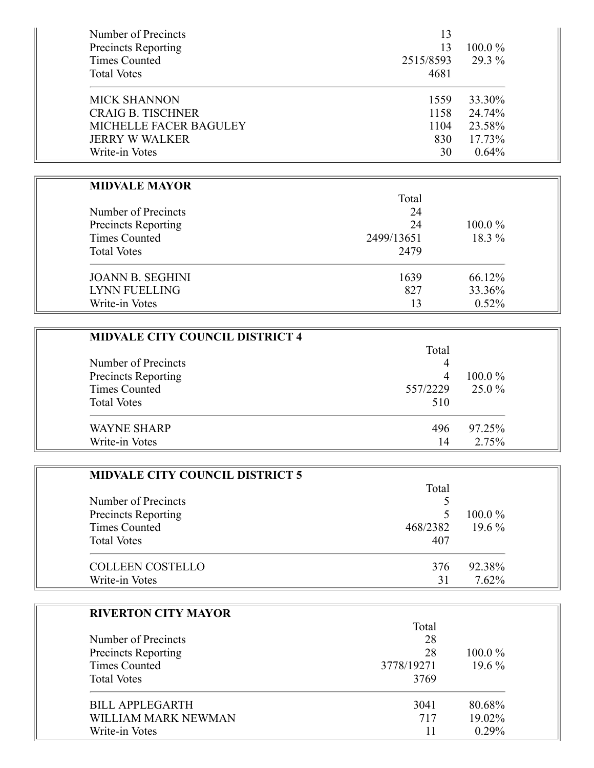| | | |
|---|---|---|
| Number of Precincts | 13 | |
| Precincts Reporting | 13 | 100.0 % |
| Times Counted | 2515/8593 | 29.3 % |
| Total Votes | 4681 | |
| MICK SHANNON | 1559 | 33.30% |
| CRAIG B. TISCHNER | 1158 | 24.74% |
| MICHELLE FACER BAGULEY | 1104 | 23.58% |
| JERRY W WALKER | 830 | 17.73% |
| Write-in Votes | 30 | 0.64% |

**MIDVALE MAYOR**

| | Total | |
|---|---|---|
| Number of Precincts | 24 | |
| Precincts Reporting | 24 | 100.0 % |
| Times Counted | 2499/13651 | 18.3 % |
| Total Votes | 2479 | |
| JOANN B. SEGHINI | 1639 | 66.12% |
| LYNN FUELLING | 827 | 33.36% |
| Write-in Votes | 13 | 0.52% |

**MIDVALE CITY COUNCIL DISTRICT 4**

| | Total | |
|---|---|---|
| Number of Precincts | 4 | |
| Precincts Reporting | 4 | 100.0 % |
| Times Counted | 557/2229 | 25.0 % |
| Total Votes | 510 | |
| WAYNE SHARP | 496 | 97.25% |
| Write-in Votes | 14 | 2.75% |

**MIDVALE CITY COUNCIL DISTRICT 5**

| | Total | |
|---|---|---|
| Number of Precincts | 5 | |
| Precincts Reporting | 5 | 100.0 % |
| Times Counted | 468/2382 | 19.6 % |
| Total Votes | 407 | |
| COLLEEN COSTELLO | 376 | 92.38% |
| Write-in Votes | 31 | 7.62% |

**RIVERTON CITY MAYOR**

| | Total | |
|---|---|---|
| Number of Precincts | 28 | |
| Precincts Reporting | 28 | 100.0 % |
| Times Counted | 3778/19271 | 19.6 % |
| Total Votes | 3769 | |
| BILL APPLEGARTH | 3041 | 80.68% |
| WILLIAM MARK NEWMAN | 717 | 19.02% |
| Write-in Votes | 11 | 0.29% |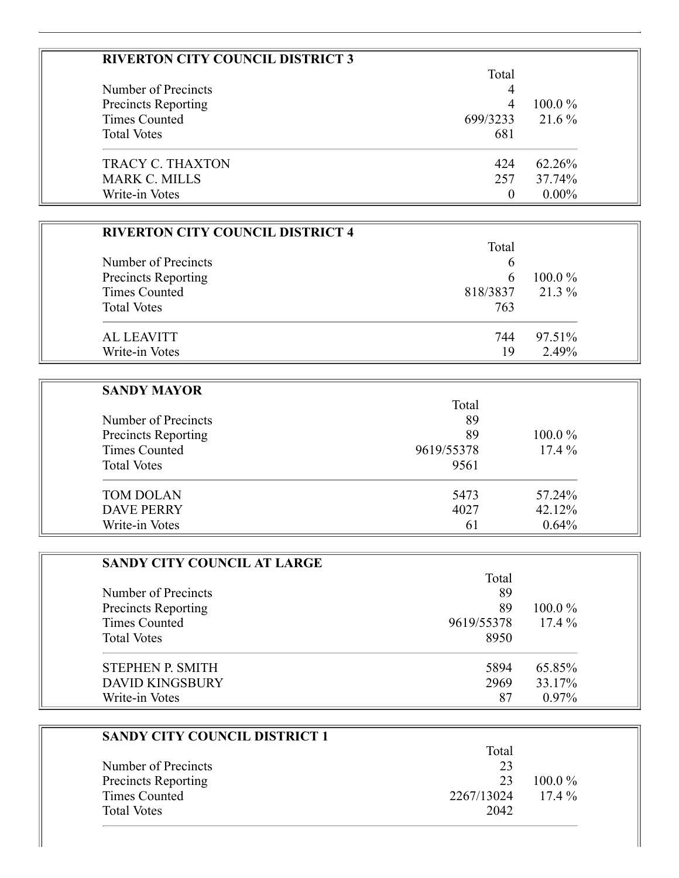## RIVERTON CITY COUNCIL DISTRICT 3

| | Total | |
|---|---|---|
| Number of Precincts | 4 | |
| Precincts Reporting | 4 | 100.0 % |
| Times Counted | 699/3233 | 21.6 % |
| Total Votes | 681 | |
| TRACY C. THAXTON | 424 | 62.26% |
| MARK C. MILLS | 257 | 37.74% |
| Write-in Votes | 0 | 0.00% |

## RIVERTON CITY COUNCIL DISTRICT 4

| | Total | |
|---|---|---|
| Number of Precincts | 6 | |
| Precincts Reporting | 6 | 100.0 % |
| Times Counted | 818/3837 | 21.3 % |
| Total Votes | 763 | |
| AL LEAVITT | 744 | 97.51% |
| Write-in Votes | 19 | 2.49% |

## SANDY MAYOR

| | Total | |
|---|---|---|
| Number of Precincts | 89 | |
| Precincts Reporting | 89 | 100.0 % |
| Times Counted | 9619/55378 | 17.4 % |
| Total Votes | 9561 | |
| TOM DOLAN | 5473 | 57.24% |
| DAVE PERRY | 4027 | 42.12% |
| Write-in Votes | 61 | 0.64% |

## SANDY CITY COUNCIL AT LARGE

| | Total | |
|---|---|---|
| Number of Precincts | 89 | |
| Precincts Reporting | 89 | 100.0 % |
| Times Counted | 9619/55378 | 17.4 % |
| Total Votes | 8950 | |
| STEPHEN P. SMITH | 5894 | 65.85% |
| DAVID KINGSBURY | 2969 | 33.17% |
| Write-in Votes | 87 | 0.97% |

## SANDY CITY COUNCIL DISTRICT 1

| | Total | |
|---|---|---|
| Number of Precincts | 23 | |
| Precincts Reporting | 23 | 100.0 % |
| Times Counted | 2267/13024 | 17.4 % |
| Total Votes | 2042 | |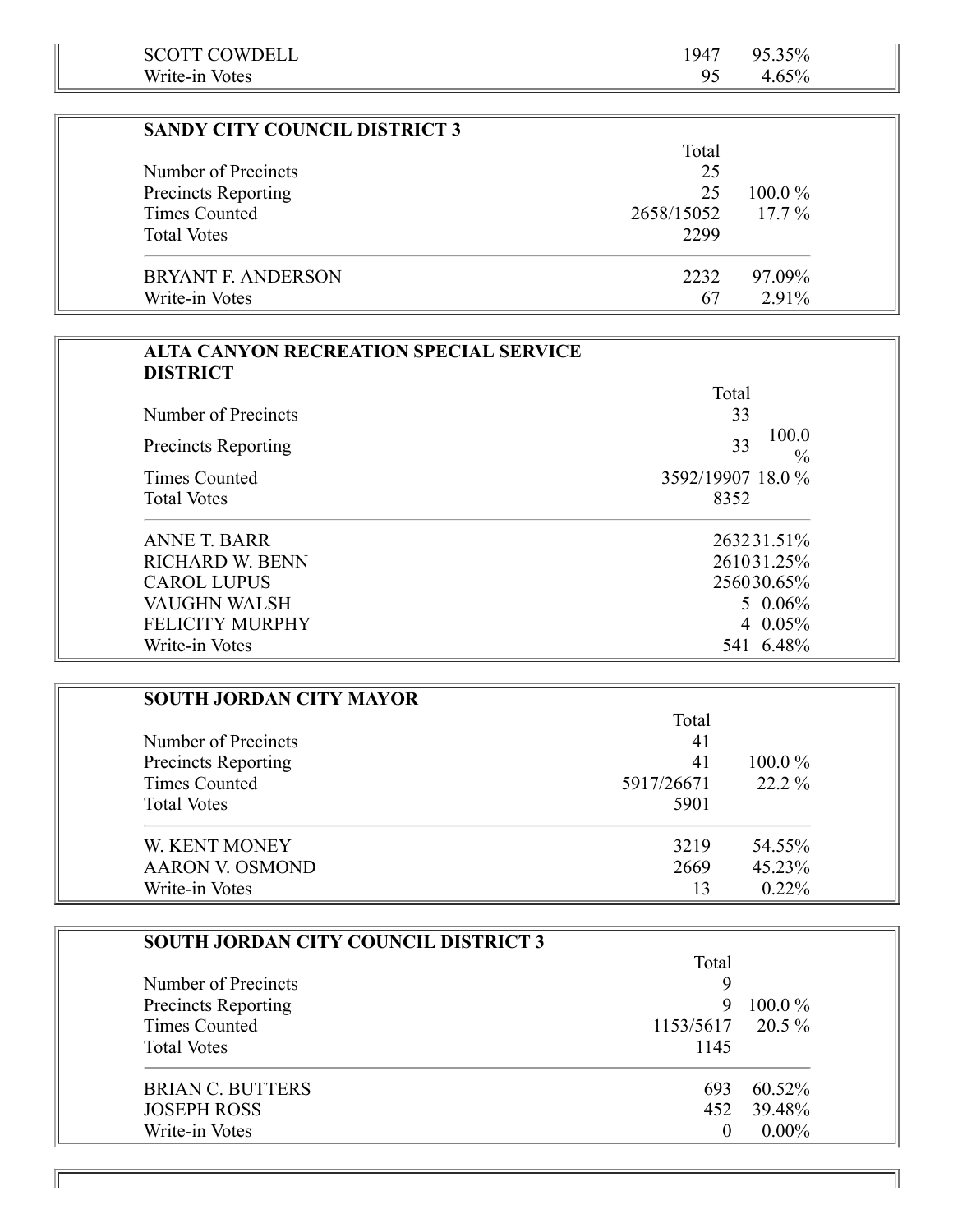| | | |
|---|---|---|
| SCOTT COWDELL | 1947 | 95.35% |
| Write-in Votes | 95 | 4.65% |

**SANDY CITY COUNCIL DISTRICT 3**

| | Total | |
|---|---|---|
| Number of Precincts | 25 | |
| Precincts Reporting | 25 | 100.0 % |
| Times Counted | 2658/15052 | 17.7 % |
| Total Votes | 2299 | |
| BRYANT F. ANDERSON | 2232 | 97.09% |
| Write-in Votes | 67 | 2.91% |

**ALTA CANYON RECREATION SPECIAL SERVICE DISTRICT**

| | Total | |
|---|---|---|
| Number of Precincts | 33 | |
| Precincts Reporting | 33 | 100.0 % |
| Times Counted | 3592/19907 | 18.0 % |
| Total Votes | 8352 | |
| ANNE T. BARR | 2632 | 31.51% |
| RICHARD W. BENN | 2610 | 31.25% |
| CAROL LUPUS | 2560 | 30.65% |
| VAUGHN WALSH | 5 | 0.06% |
| FELICITY MURPHY | 4 | 0.05% |
| Write-in Votes | 541 | 6.48% |

**SOUTH JORDAN CITY MAYOR**

| | Total | |
|---|---|---|
| Number of Precincts | 41 | |
| Precincts Reporting | 41 | 100.0 % |
| Times Counted | 5917/26671 | 22.2 % |
| Total Votes | 5901 | |
| W. KENT MONEY | 3219 | 54.55% |
| AARON V. OSMOND | 2669 | 45.23% |
| Write-in Votes | 13 | 0.22% |

**SOUTH JORDAN CITY COUNCIL DISTRICT 3**

| | Total | |
|---|---|---|
| Number of Precincts | 9 | |
| Precincts Reporting | 9 | 100.0 % |
| Times Counted | 1153/5617 | 20.5 % |
| Total Votes | 1145 | |
| BRIAN C. BUTTERS | 693 | 60.52% |
| JOSEPH ROSS | 452 | 39.48% |
| Write-in Votes | 0 | 0.00% |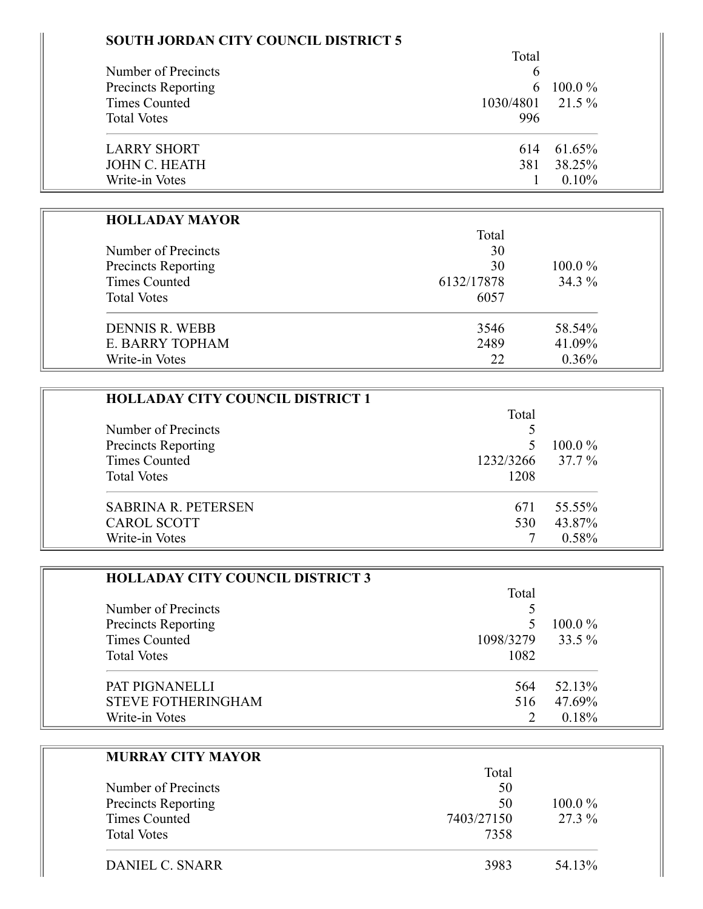### SOUTH JORDAN CITY COUNCIL DISTRICT 5

| | Total | |
|---|---|---|
| Number of Precincts | 6 | |
| Precincts Reporting | 6 | 100.0 % |
| Times Counted | 1030/4801 | 21.5 % |
| Total Votes | 996 | |
| LARRY SHORT | 614 | 61.65% |
| JOHN C. HEATH | 381 | 38.25% |
| Write-in Votes | 1 | 0.10% |

### HOLLADAY MAYOR

| | Total | |
|---|---|---|
| Number of Precincts | 30 | |
| Precincts Reporting | 30 | 100.0 % |
| Times Counted | 6132/17878 | 34.3 % |
| Total Votes | 6057 | |
| DENNIS R. WEBB | 3546 | 58.54% |
| E. BARRY TOPHAM | 2489 | 41.09% |
| Write-in Votes | 22 | 0.36% |

### HOLLADAY CITY COUNCIL DISTRICT 1

| | Total | |
|---|---|---|
| Number of Precincts | 5 | |
| Precincts Reporting | 5 | 100.0 % |
| Times Counted | 1232/3266 | 37.7 % |
| Total Votes | 1208 | |
| SABRINA R. PETERSEN | 671 | 55.55% |
| CAROL SCOTT | 530 | 43.87% |
| Write-in Votes | 7 | 0.58% |

### HOLLADAY CITY COUNCIL DISTRICT 3

| | Total | |
|---|---|---|
| Number of Precincts | 5 | |
| Precincts Reporting | 5 | 100.0 % |
| Times Counted | 1098/3279 | 33.5 % |
| Total Votes | 1082 | |
| PAT PIGNANELLI | 564 | 52.13% |
| STEVE FOTHERINGHAM | 516 | 47.69% |
| Write-in Votes | 2 | 0.18% |

### MURRAY CITY MAYOR

| | Total | |
|---|---|---|
| Number of Precincts | 50 | |
| Precincts Reporting | 50 | 100.0 % |
| Times Counted | 7403/27150 | 27.3 % |
| Total Votes | 7358 | |
| DANIEL C. SNARR | 3983 | 54.13% |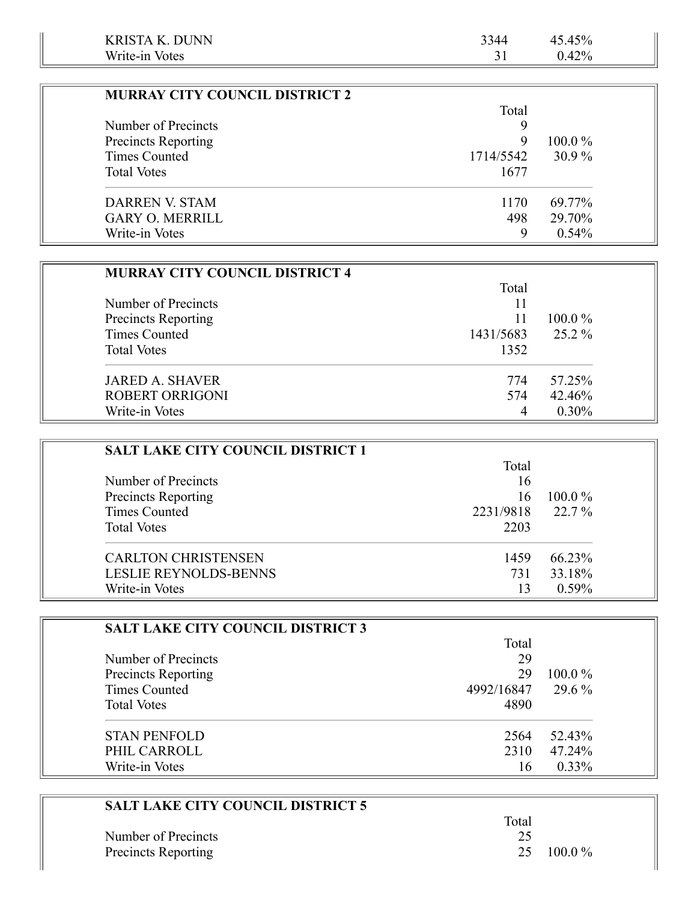| | | |
|---|---|---|
| KRISTA K. DUNN | 3344 | 45.45% |
| Write-in Votes | 31 | 0.42% |

## MURRAY CITY COUNCIL DISTRICT 2

| | Total | |
|---|---|---|
| Number of Precincts | 9 | |
| Precincts Reporting | 9 | 100.0 % |
| Times Counted | 1714/5542 | 30.9 % |
| Total Votes | 1677 | |
| DARREN V. STAM | 1170 | 69.77% |
| GARY O. MERRILL | 498 | 29.70% |
| Write-in Votes | 9 | 0.54% |

## MURRAY CITY COUNCIL DISTRICT 4

| | Total | |
|---|---|---|
| Number of Precincts | 11 | |
| Precincts Reporting | 11 | 100.0 % |
| Times Counted | 1431/5683 | 25.2 % |
| Total Votes | 1352 | |
| JARED A. SHAVER | 774 | 57.25% |
| ROBERT ORRIGONI | 574 | 42.46% |
| Write-in Votes | 4 | 0.30% |

## SALT LAKE CITY COUNCIL DISTRICT 1

| | Total | |
|---|---|---|
| Number of Precincts | 16 | |
| Precincts Reporting | 16 | 100.0 % |
| Times Counted | 2231/9818 | 22.7 % |
| Total Votes | 2203 | |
| CARLTON CHRISTENSEN | 1459 | 66.23% |
| LESLIE REYNOLDS-BENNS | 731 | 33.18% |
| Write-in Votes | 13 | 0.59% |

## SALT LAKE CITY COUNCIL DISTRICT 3

| | Total | |
|---|---|---|
| Number of Precincts | 29 | |
| Precincts Reporting | 29 | 100.0 % |
| Times Counted | 4992/16847 | 29.6 % |
| Total Votes | 4890 | |
| STAN PENFOLD | 2564 | 52.43% |
| PHIL CARROLL | 2310 | 47.24% |
| Write-in Votes | 16 | 0.33% |

## SALT LAKE CITY COUNCIL DISTRICT 5

| | Total | |
|---|---|---|
| Number of Precincts | 25 | |
| Precincts Reporting | 25 | 100.0 % |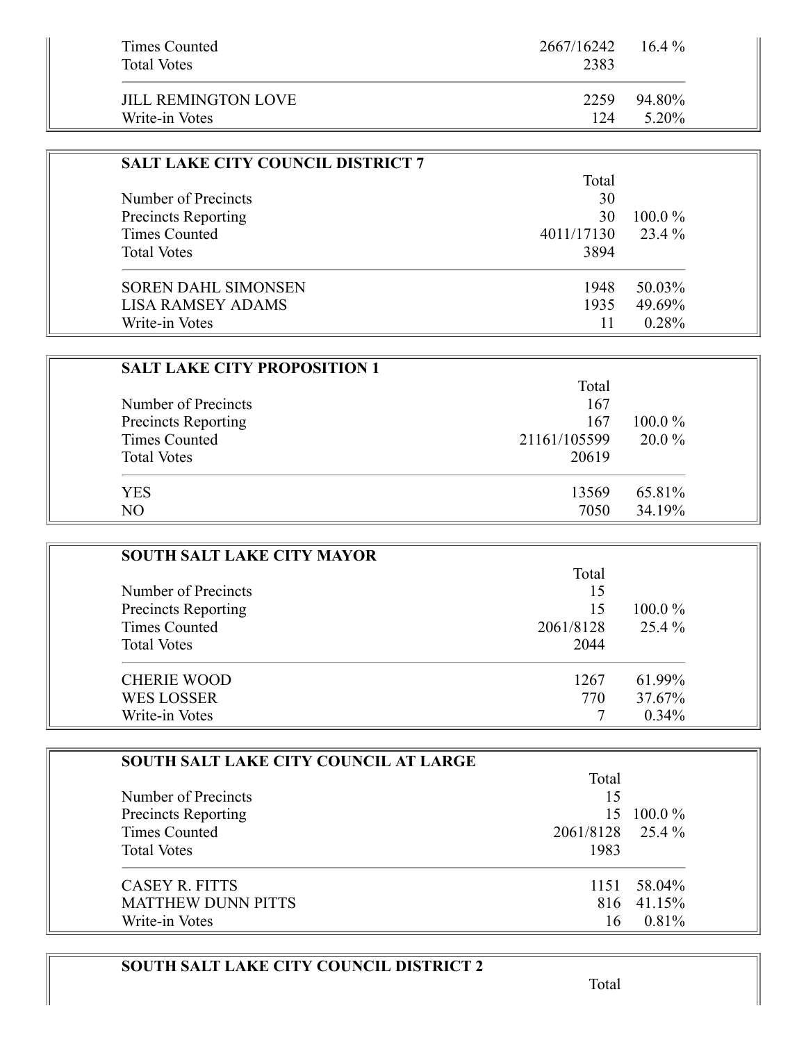| | | |
|---|---|---|
| Times Counted | 2667/16242 | 16.4 % |
| Total Votes | 2383 | |
| JILL REMINGTON LOVE | 2259 | 94.80% |
| Write-in Votes | 124 | 5.20% |

## SALT LAKE CITY COUNCIL DISTRICT 7

| | Total | |
|---|---|---|
| Number of Precincts | 30 | |
| Precincts Reporting | 30 | 100.0 % |
| Times Counted | 4011/17130 | 23.4 % |
| Total Votes | 3894 | |
| SOREN DAHL SIMONSEN | 1948 | 50.03% |
| LISA RAMSEY ADAMS | 1935 | 49.69% |
| Write-in Votes | 11 | 0.28% |

## SALT LAKE CITY PROPOSITION 1

| | Total | |
|---|---|---|
| Number of Precincts | 167 | |
| Precincts Reporting | 167 | 100.0 % |
| Times Counted | 21161/105599 | 20.0 % |
| Total Votes | 20619 | |
| YES | 13569 | 65.81% |
| NO | 7050 | 34.19% |

## SOUTH SALT LAKE CITY MAYOR

| | Total | |
|---|---|---|
| Number of Precincts | 15 | |
| Precincts Reporting | 15 | 100.0 % |
| Times Counted | 2061/8128 | 25.4 % |
| Total Votes | 2044 | |
| CHERIE WOOD | 1267 | 61.99% |
| WES LOSSER | 770 | 37.67% |
| Write-in Votes | 7 | 0.34% |

## SOUTH SALT LAKE CITY COUNCIL AT LARGE

| | Total | |
|---|---|---|
| Number of Precincts | 15 | |
| Precincts Reporting | 15 | 100.0 % |
| Times Counted | 2061/8128 | 25.4 % |
| Total Votes | 1983 | |
| CASEY R. FITTS | 1151 | 58.04% |
| MATTHEW DUNN PITTS | 816 | 41.15% |
| Write-in Votes | 16 | 0.81% |

## SOUTH SALT LAKE CITY COUNCIL DISTRICT 2

| | Total | |
|---|---|---|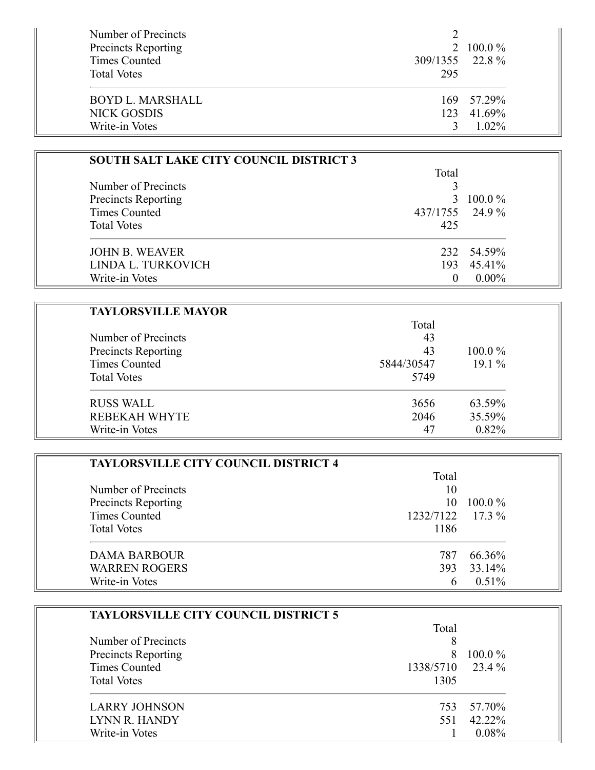| | | |
|---|---|---|
| Number of Precincts | 2 | |
| Precincts Reporting | 2 | 100.0 % |
| Times Counted | 309/1355 | 22.8 % |
| Total Votes | 295 | |
| BOYD L. MARSHALL | 169 | 57.29% |
| NICK GOSDIS | 123 | 41.69% |
| Write-in Votes | 3 | 1.02% |

**SOUTH SALT LAKE CITY COUNCIL DISTRICT 3**

| | Total | |
|---|---|---|
| Number of Precincts | 3 | |
| Precincts Reporting | 3 | 100.0 % |
| Times Counted | 437/1755 | 24.9 % |
| Total Votes | 425 | |
| JOHN B. WEAVER | 232 | 54.59% |
| LINDA L. TURKOVICH | 193 | 45.41% |
| Write-in Votes | 0 | 0.00% |

**TAYLORSVILLE MAYOR**

| | Total | |
|---|---|---|
| Number of Precincts | 43 | |
| Precincts Reporting | 43 | 100.0 % |
| Times Counted | 5844/30547 | 19.1 % |
| Total Votes | 5749 | |
| RUSS WALL | 3656 | 63.59% |
| REBEKAH WHYTE | 2046 | 35.59% |
| Write-in Votes | 47 | 0.82% |

**TAYLORSVILLE CITY COUNCIL DISTRICT 4**

| | Total | |
|---|---|---|
| Number of Precincts | 10 | |
| Precincts Reporting | 10 | 100.0 % |
| Times Counted | 1232/7122 | 17.3 % |
| Total Votes | 1186 | |
| DAMA BARBOUR | 787 | 66.36% |
| WARREN ROGERS | 393 | 33.14% |
| Write-in Votes | 6 | 0.51% |

**TAYLORSVILLE CITY COUNCIL DISTRICT 5**

| | Total | |
|---|---|---|
| Number of Precincts | 8 | |
| Precincts Reporting | 8 | 100.0 % |
| Times Counted | 1338/5710 | 23.4 % |
| Total Votes | 1305 | |
| LARRY JOHNSON | 753 | 57.70% |
| LYNN R. HANDY | 551 | 42.22% |
| Write-in Votes | 1 | 0.08% |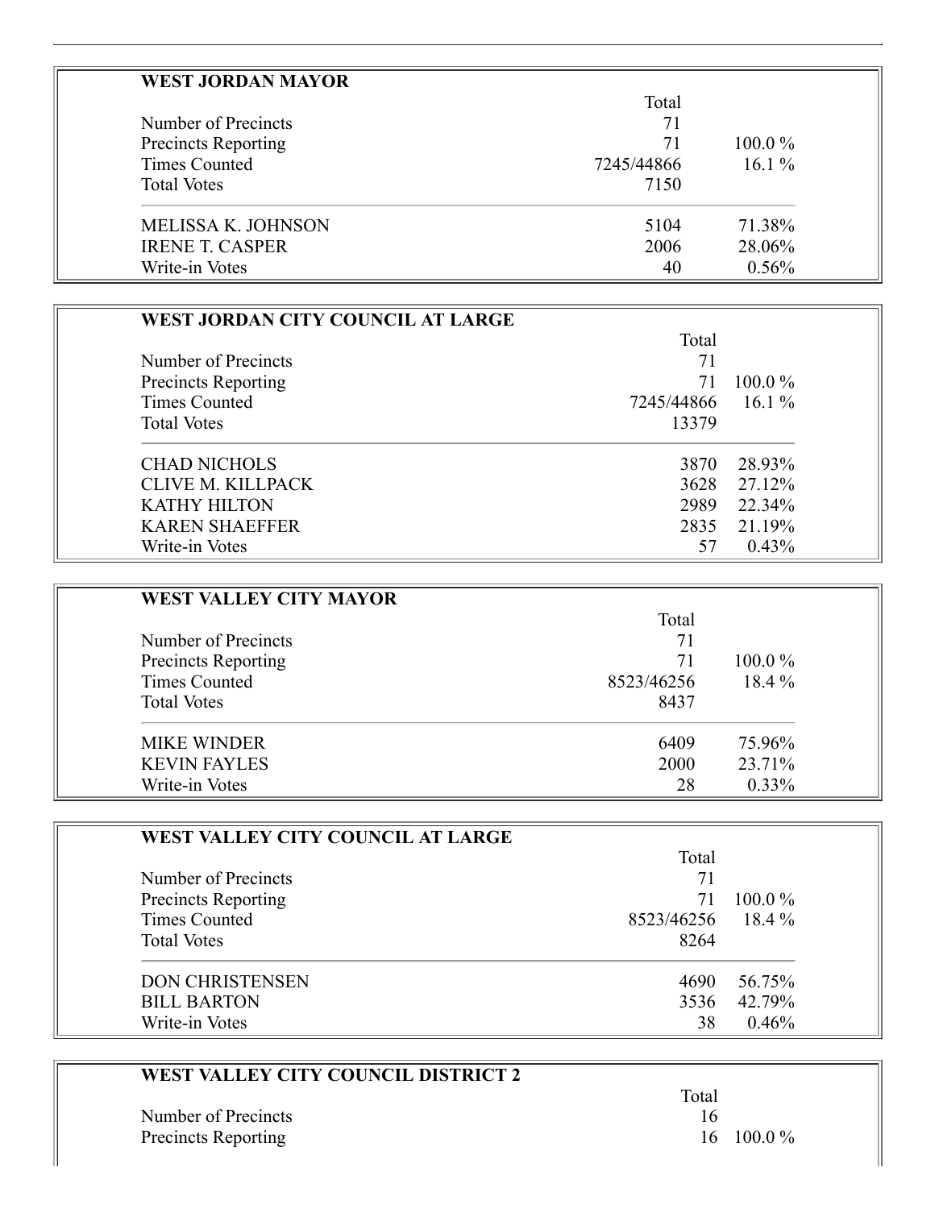## WEST JORDAN MAYOR

| | Total | |
|---|---|---|
| Number of Precincts | 71 | |
| Precincts Reporting | 71 | 100.0 % |
| Times Counted | 7245/44866 | 16.1 % |
| Total Votes | 7150 | |
| MELISSA K. JOHNSON | 5104 | 71.38% |
| IRENE T. CASPER | 2006 | 28.06% |
| Write-in Votes | 40 | 0.56% |

## WEST JORDAN CITY COUNCIL AT LARGE

| | Total | |
|---|---|---|
| Number of Precincts | 71 | |
| Precincts Reporting | 71 | 100.0 % |
| Times Counted | 7245/44866 | 16.1 % |
| Total Votes | 13379 | |
| CHAD NICHOLS | 3870 | 28.93% |
| CLIVE M. KILLPACK | 3628 | 27.12% |
| KATHY HILTON | 2989 | 22.34% |
| KAREN SHAEFFER | 2835 | 21.19% |
| Write-in Votes | 57 | 0.43% |

## WEST VALLEY CITY MAYOR

| | Total | |
|---|---|---|
| Number of Precincts | 71 | |
| Precincts Reporting | 71 | 100.0 % |
| Times Counted | 8523/46256 | 18.4 % |
| Total Votes | 8437 | |
| MIKE WINDER | 6409 | 75.96% |
| KEVIN FAYLES | 2000 | 23.71% |
| Write-in Votes | 28 | 0.33% |

## WEST VALLEY CITY COUNCIL AT LARGE

| | Total | |
|---|---|---|
| Number of Precincts | 71 | |
| Precincts Reporting | 71 | 100.0 % |
| Times Counted | 8523/46256 | 18.4 % |
| Total Votes | 8264 | |
| DON CHRISTENSEN | 4690 | 56.75% |
| BILL BARTON | 3536 | 42.79% |
| Write-in Votes | 38 | 0.46% |

## WEST VALLEY CITY COUNCIL DISTRICT 2

| | Total | |
|---|---|---|
| Number of Precincts | 16 | |
| Precincts Reporting | 16 | 100.0 % |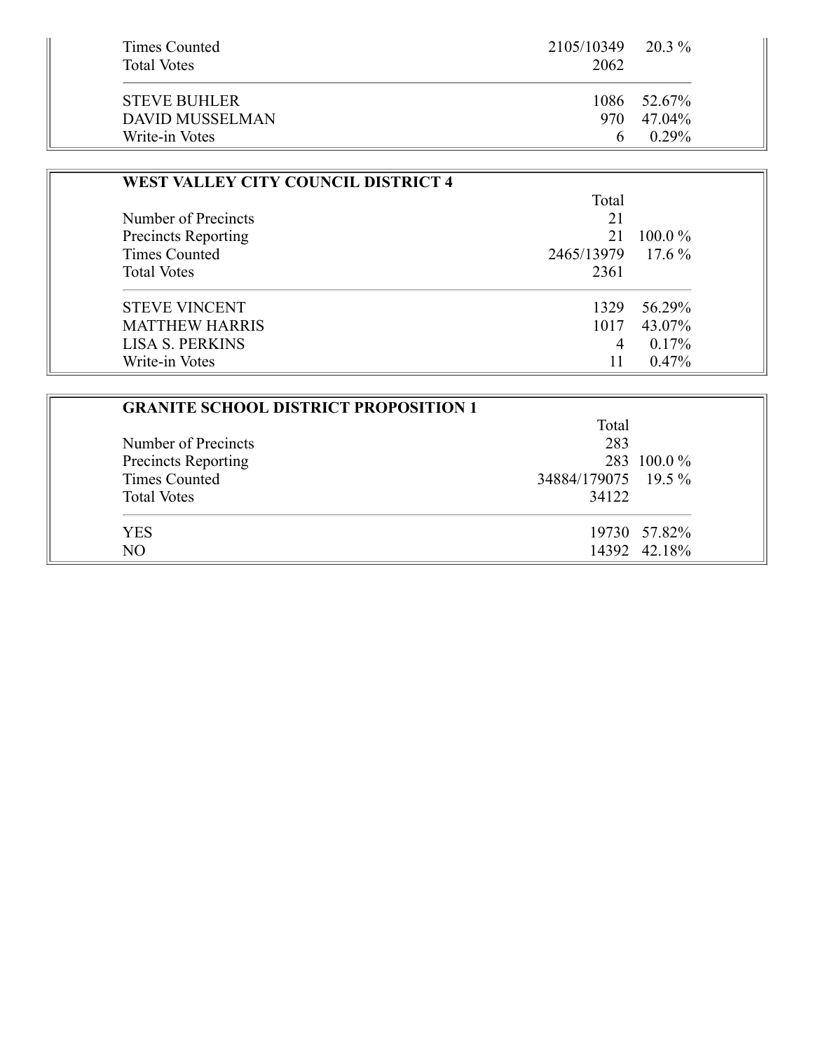| | | |
|---|---|---|
| Times Counted | 2105/10349 | 20.3 % |
| Total Votes | 2062 | |
| STEVE BUHLER | 1086 | 52.67% |
| DAVID MUSSELMAN | 970 | 47.04% |
| Write-in Votes | 6 | 0.29% |

**WEST VALLEY CITY COUNCIL DISTRICT 4**

| | Total | |
|---|---|---|
| Number of Precincts | 21 | |
| Precincts Reporting | 21 | 100.0 % |
| Times Counted | 2465/13979 | 17.6 % |
| Total Votes | 2361 | |
| STEVE VINCENT | 1329 | 56.29% |
| MATTHEW HARRIS | 1017 | 43.07% |
| LISA S. PERKINS | 4 | 0.17% |
| Write-in Votes | 11 | 0.47% |

**GRANITE SCHOOL DISTRICT PROPOSITION 1**

| | Total | |
|---|---|---|
| Number of Precincts | 283 | |
| Precincts Reporting | 283 | 100.0 % |
| Times Counted | 34884/179075 | 19.5 % |
| Total Votes | 34122 | |
| YES | 19730 | 57.82% |
| NO | 14392 | 42.18% |